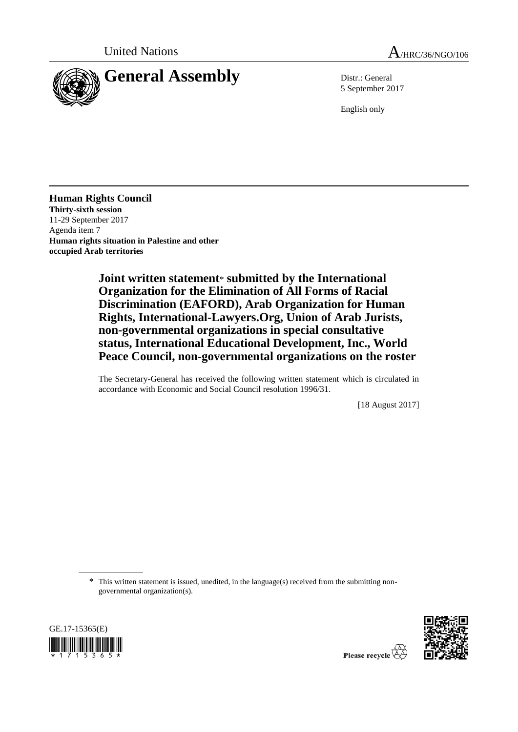United Nations

# General Assembly

A/HRC/36/NGO/106

Distr.: General
5 September 2017

English only

**Human Rights Council**
**Thirty-sixth session**
11-29 September 2017
Agenda item 7
**Human rights situation in Palestine and other occupied Arab territories**

## Joint written statement* submitted by the International Organization for the Elimination of All Forms of Racial Discrimination (EAFORD), Arab Organization for Human Rights, International-Lawyers.Org, Union of Arab Jurists, non-governmental organizations in special consultative status, International Educational Development, Inc., World Peace Council, non-governmental organizations on the roster

The Secretary-General has received the following written statement which is circulated in accordance with Economic and Social Council resolution 1996/31.

[18 August 2017]

\* This written statement is issued, unedited, in the language(s) received from the submitting non-governmental organization(s).

GE.17-15365(E)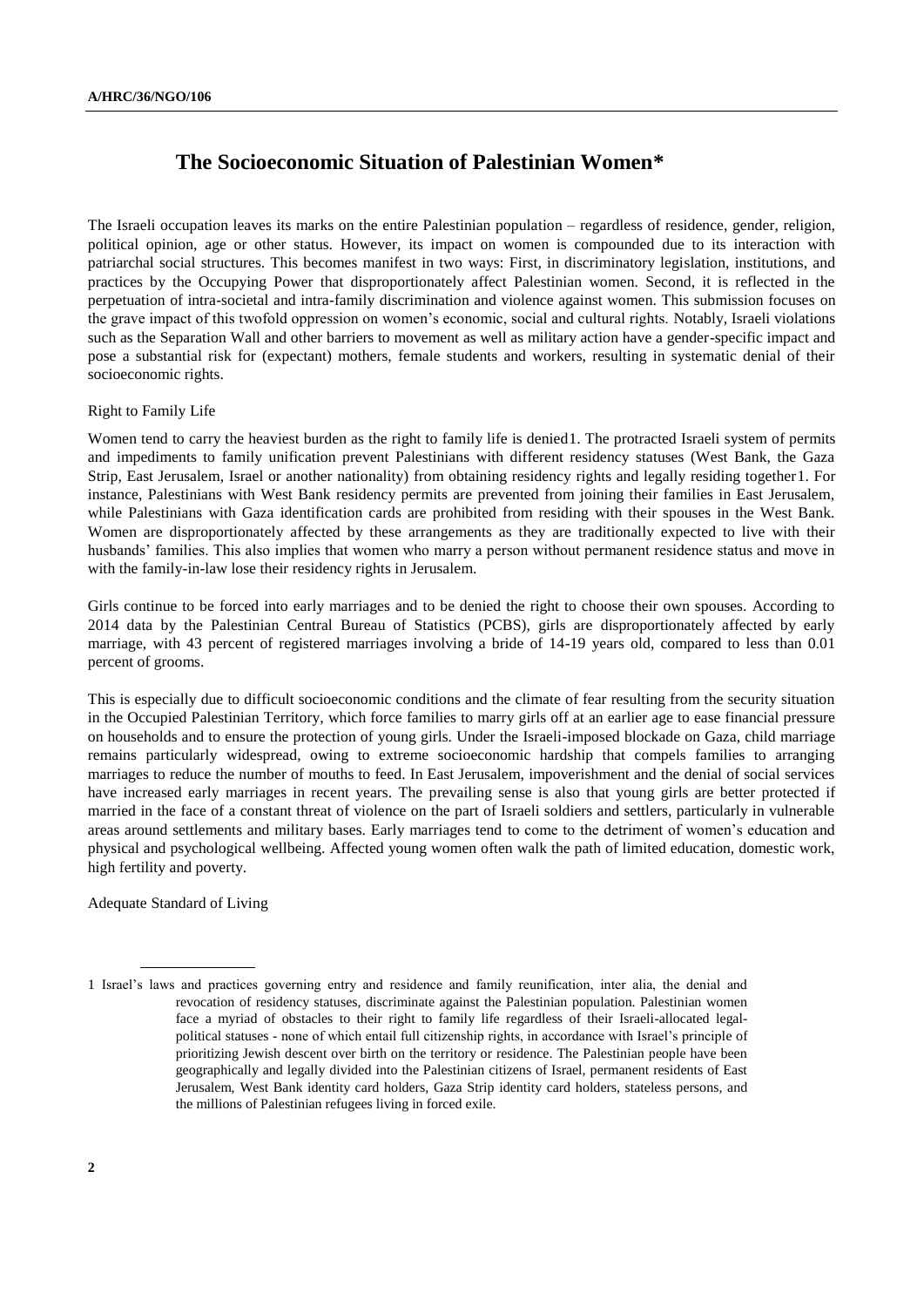# The Socioeconomic Situation of Palestinian Women*

The Israeli occupation leaves its marks on the entire Palestinian population – regardless of residence, gender, religion, political opinion, age or other status. However, its impact on women is compounded due to its interaction with patriarchal social structures. This becomes manifest in two ways: First, in discriminatory legislation, institutions, and practices by the Occupying Power that disproportionately affect Palestinian women. Second, it is reflected in the perpetuation of intra-societal and intra-family discrimination and violence against women. This submission focuses on the grave impact of this twofold oppression on women's economic, social and cultural rights. Notably, Israeli violations such as the Separation Wall and other barriers to movement as well as military action have a gender-specific impact and pose a substantial risk for (expectant) mothers, female students and workers, resulting in systematic denial of their socioeconomic rights.

Right to Family Life

Women tend to carry the heaviest burden as the right to family life is denied[1]. The protracted Israeli system of permits and impediments to family unification prevent Palestinians with different residency statuses (West Bank, the Gaza Strip, East Jerusalem, Israel or another nationality) from obtaining residency rights and legally residing together[1]. For instance, Palestinians with West Bank residency permits are prevented from joining their families in East Jerusalem, while Palestinians with Gaza identification cards are prohibited from residing with their spouses in the West Bank. Women are disproportionately affected by these arrangements as they are traditionally expected to live with their husbands' families. This also implies that women who marry a person without permanent residence status and move in with the family-in-law lose their residency rights in Jerusalem.

Girls continue to be forced into early marriages and to be denied the right to choose their own spouses. According to 2014 data by the Palestinian Central Bureau of Statistics (PCBS), girls are disproportionately affected by early marriage, with 43 percent of registered marriages involving a bride of 14-19 years old, compared to less than 0.01 percent of grooms.

This is especially due to difficult socioeconomic conditions and the climate of fear resulting from the security situation in the Occupied Palestinian Territory, which force families to marry girls off at an earlier age to ease financial pressure on households and to ensure the protection of young girls. Under the Israeli-imposed blockade on Gaza, child marriage remains particularly widespread, owing to extreme socioeconomic hardship that compels families to arranging marriages to reduce the number of mouths to feed. In East Jerusalem, impoverishment and the denial of social services have increased early marriages in recent years. The prevailing sense is also that young girls are better protected if married in the face of a constant threat of violence on the part of Israeli soldiers and settlers, particularly in vulnerable areas around settlements and military bases. Early marriages tend to come to the detriment of women's education and physical and psychological wellbeing. Affected young women often walk the path of limited education, domestic work, high fertility and poverty.

Adequate Standard of Living

[1] Israel's laws and practices governing entry and residence and family reunification, inter alia, the denial and revocation of residency statuses, discriminate against the Palestinian population. Palestinian women face a myriad of obstacles to their right to family life regardless of their Israeli-allocated legal-political statuses - none of which entail full citizenship rights, in accordance with Israel's principle of prioritizing Jewish descent over birth on the territory or residence. The Palestinian people have been geographically and legally divided into the Palestinian citizens of Israel, permanent residents of East Jerusalem, West Bank identity card holders, Gaza Strip identity card holders, stateless persons, and the millions of Palestinian refugees living in forced exile.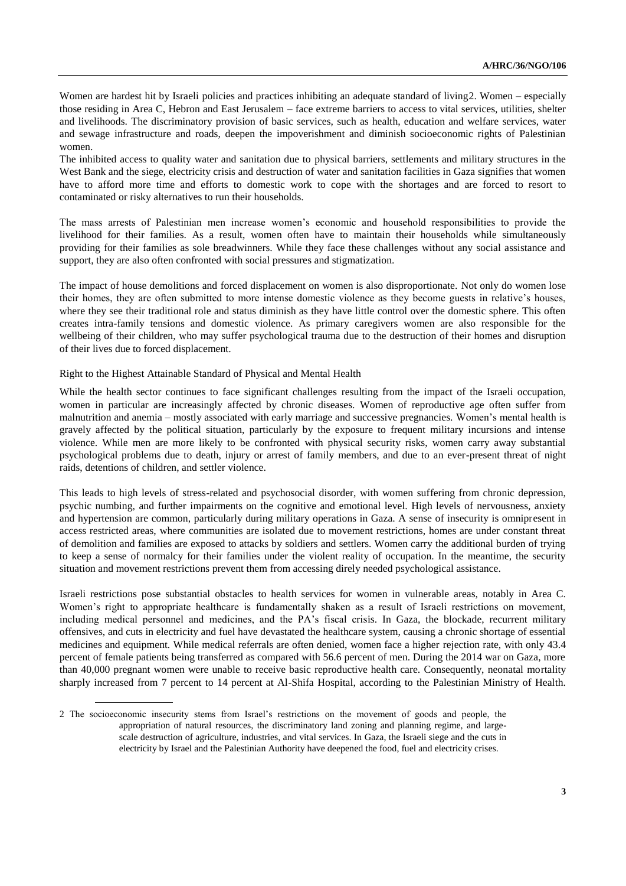Women are hardest hit by Israeli policies and practices inhibiting an adequate standard of living[2]. Women – especially those residing in Area C, Hebron and East Jerusalem – face extreme barriers to access to vital services, utilities, shelter and livelihoods. The discriminatory provision of basic services, such as health, education and welfare services, water and sewage infrastructure and roads, deepen the impoverishment and diminish socioeconomic rights of Palestinian women.

The inhibited access to quality water and sanitation due to physical barriers, settlements and military structures in the West Bank and the siege, electricity crisis and destruction of water and sanitation facilities in Gaza signifies that women have to afford more time and efforts to domestic work to cope with the shortages and are forced to resort to contaminated or risky alternatives to run their households.

The mass arrests of Palestinian men increase women's economic and household responsibilities to provide the livelihood for their families. As a result, women often have to maintain their households while simultaneously providing for their families as sole breadwinners. While they face these challenges without any social assistance and support, they are also often confronted with social pressures and stigmatization.

The impact of house demolitions and forced displacement on women is also disproportionate. Not only do women lose their homes, they are often submitted to more intense domestic violence as they become guests in relative's houses, where they see their traditional role and status diminish as they have little control over the domestic sphere. This often creates intra-family tensions and domestic violence. As primary caregivers women are also responsible for the wellbeing of their children, who may suffer psychological trauma due to the destruction of their homes and disruption of their lives due to forced displacement.

Right to the Highest Attainable Standard of Physical and Mental Health

While the health sector continues to face significant challenges resulting from the impact of the Israeli occupation, women in particular are increasingly affected by chronic diseases. Women of reproductive age often suffer from malnutrition and anemia – mostly associated with early marriage and successive pregnancies. Women's mental health is gravely affected by the political situation, particularly by the exposure to frequent military incursions and intense violence. While men are more likely to be confronted with physical security risks, women carry away substantial psychological problems due to death, injury or arrest of family members, and due to an ever-present threat of night raids, detentions of children, and settler violence.

This leads to high levels of stress-related and psychosocial disorder, with women suffering from chronic depression, psychic numbing, and further impairments on the cognitive and emotional level. High levels of nervousness, anxiety and hypertension are common, particularly during military operations in Gaza. A sense of insecurity is omnipresent in access restricted areas, where communities are isolated due to movement restrictions, homes are under constant threat of demolition and families are exposed to attacks by soldiers and settlers. Women carry the additional burden of trying to keep a sense of normalcy for their families under the violent reality of occupation. In the meantime, the security situation and movement restrictions prevent them from accessing direly needed psychological assistance.

Israeli restrictions pose substantial obstacles to health services for women in vulnerable areas, notably in Area C. Women's right to appropriate healthcare is fundamentally shaken as a result of Israeli restrictions on movement, including medical personnel and medicines, and the PA's fiscal crisis. In Gaza, the blockade, recurrent military offensives, and cuts in electricity and fuel have devastated the healthcare system, causing a chronic shortage of essential medicines and equipment. While medical referrals are often denied, women face a higher rejection rate, with only 43.4 percent of female patients being transferred as compared with 56.6 percent of men. During the 2014 war on Gaza, more than 40,000 pregnant women were unable to receive basic reproductive health care. Consequently, neonatal mortality sharply increased from 7 percent to 14 percent at Al-Shifa Hospital, according to the Palestinian Ministry of Health.

---

[2] The socioeconomic insecurity stems from Israel's restrictions on the movement of goods and people, the appropriation of natural resources, the discriminatory land zoning and planning regime, and large-scale destruction of agriculture, industries, and vital services. In Gaza, the Israeli siege and the cuts in electricity by Israel and the Palestinian Authority have deepened the food, fuel and electricity crises.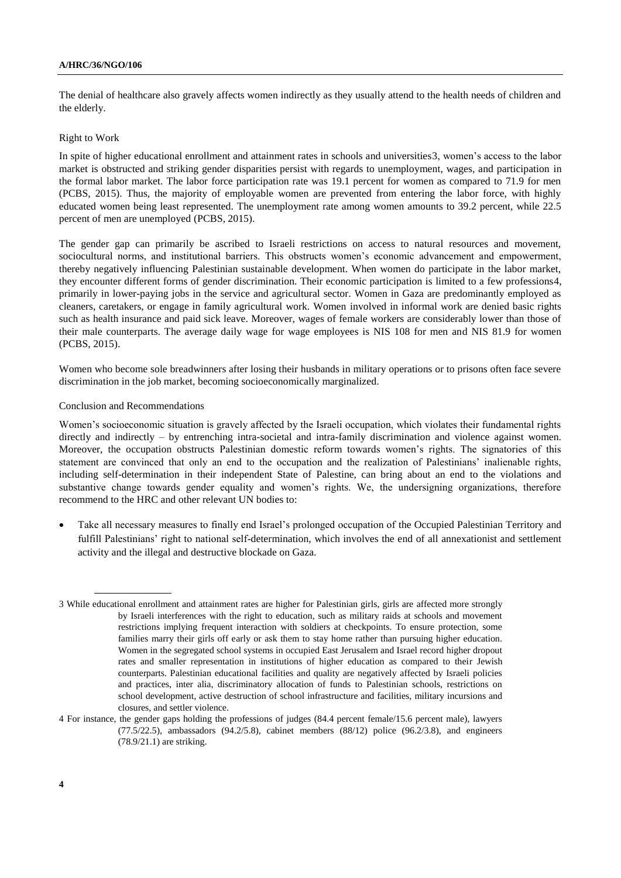The denial of healthcare also gravely affects women indirectly as they usually attend to the health needs of children and the elderly.

## Right to Work

In spite of higher educational enrollment and attainment rates in schools and universities[3], women's access to the labor market is obstructed and striking gender disparities persist with regards to unemployment, wages, and participation in the formal labor market. The labor force participation rate was 19.1 percent for women as compared to 71.9 for men (PCBS, 2015). Thus, the majority of employable women are prevented from entering the labor force, with highly educated women being least represented. The unemployment rate among women amounts to 39.2 percent, while 22.5 percent of men are unemployed (PCBS, 2015).

The gender gap can primarily be ascribed to Israeli restrictions on access to natural resources and movement, sociocultural norms, and institutional barriers. This obstructs women's economic advancement and empowerment, thereby negatively influencing Palestinian sustainable development. When women do participate in the labor market, they encounter different forms of gender discrimination. Their economic participation is limited to a few professions[4], primarily in lower-paying jobs in the service and agricultural sector. Women in Gaza are predominantly employed as cleaners, caretakers, or engage in family agricultural work. Women involved in informal work are denied basic rights such as health insurance and paid sick leave. Moreover, wages of female workers are considerably lower than those of their male counterparts. The average daily wage for wage employees is NIS 108 for men and NIS 81.9 for women (PCBS, 2015).

Women who become sole breadwinners after losing their husbands in military operations or to prisons often face severe discrimination in the job market, becoming socioeconomically marginalized.

## Conclusion and Recommendations

Women's socioeconomic situation is gravely affected by the Israeli occupation, which violates their fundamental rights directly and indirectly – by entrenching intra-societal and intra-family discrimination and violence against women. Moreover, the occupation obstructs Palestinian domestic reform towards women's rights. The signatories of this statement are convinced that only an end to the occupation and the realization of Palestinians' inalienable rights, including self-determination in their independent State of Palestine, can bring about an end to the violations and substantive change towards gender equality and women's rights. We, the undersigning organizations, therefore recommend to the HRC and other relevant UN bodies to:

- Take all necessary measures to finally end Israel's prolonged occupation of the Occupied Palestinian Territory and fulfill Palestinians' right to national self-determination, which involves the end of all annexationist and settlement activity and the illegal and destructive blockade on Gaza.

---

[3] While educational enrollment and attainment rates are higher for Palestinian girls, girls are affected more strongly by Israeli interferences with the right to education, such as military raids at schools and movement restrictions implying frequent interaction with soldiers at checkpoints. To ensure protection, some families marry their girls off early or ask them to stay home rather than pursuing higher education. Women in the segregated school systems in occupied East Jerusalem and Israel record higher dropout rates and smaller representation in institutions of higher education as compared to their Jewish counterparts. Palestinian educational facilities and quality are negatively affected by Israeli policies and practices, inter alia, discriminatory allocation of funds to Palestinian schools, restrictions on school development, active destruction of school infrastructure and facilities, military incursions and closures, and settler violence.

[4] For instance, the gender gaps holding the professions of judges (84.4 percent female/15.6 percent male), lawyers (77.5/22.5), ambassadors (94.2/5.8), cabinet members (88/12) police (96.2/3.8), and engineers (78.9/21.1) are striking.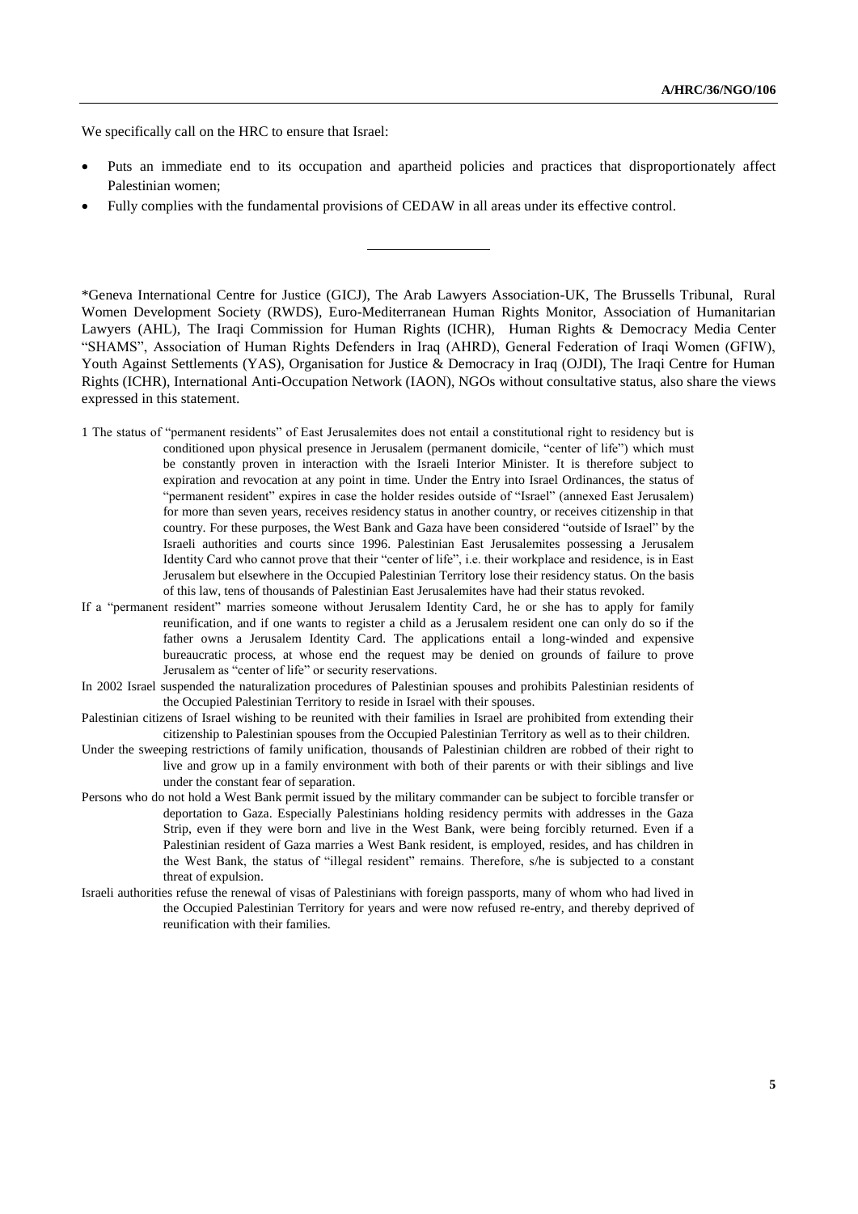We specifically call on the HRC to ensure that Israel:

- Puts an immediate end to its occupation and apartheid policies and practices that disproportionately affect Palestinian women;
- Fully complies with the fundamental provisions of CEDAW in all areas under its effective control.

---

*Geneva International Centre for Justice (GICJ), The Arab Lawyers Association-UK, The Brussells Tribunal, Rural Women Development Society (RWDS), Euro-Mediterranean Human Rights Monitor, Association of Humanitarian Lawyers (AHL), The Iraqi Commission for Human Rights (ICHR), Human Rights & Democracy Media Center "SHAMS", Association of Human Rights Defenders in Iraq (AHRD), General Federation of Iraqi Women (GFIW), Youth Against Settlements (YAS), Organisation for Justice & Democracy in Iraq (OJDI), The Iraqi Centre for Human Rights (ICHR), International Anti-Occupation Network (IAON), NGOs without consultative status, also share the views expressed in this statement.

1 The status of "permanent residents" of East Jerusalemites does not entail a constitutional right to residency but is conditioned upon physical presence in Jerusalem (permanent domicile, "center of life") which must be constantly proven in interaction with the Israeli Interior Minister. It is therefore subject to expiration and revocation at any point in time. Under the Entry into Israel Ordinances, the status of "permanent resident" expires in case the holder resides outside of "Israel" (annexed East Jerusalem) for more than seven years, receives residency status in another country, or receives citizenship in that country. For these purposes, the West Bank and Gaza have been considered "outside of Israel" by the Israeli authorities and courts since 1996. Palestinian East Jerusalemites possessing a Jerusalem Identity Card who cannot prove that their "center of life", i.e. their workplace and residence, is in East Jerusalem but elsewhere in the Occupied Palestinian Territory lose their residency status. On the basis of this law, tens of thousands of Palestinian East Jerusalemites have had their status revoked.

If a "permanent resident" marries someone without Jerusalem Identity Card, he or she has to apply for family reunification, and if one wants to register a child as a Jerusalem resident one can only do so if the father owns a Jerusalem Identity Card. The applications entail a long-winded and expensive bureaucratic process, at whose end the request may be denied on grounds of failure to prove Jerusalem as "center of life" or security reservations.

In 2002 Israel suspended the naturalization procedures of Palestinian spouses and prohibits Palestinian residents of the Occupied Palestinian Territory to reside in Israel with their spouses.

Palestinian citizens of Israel wishing to be reunited with their families in Israel are prohibited from extending their citizenship to Palestinian spouses from the Occupied Palestinian Territory as well as to their children.

Under the sweeping restrictions of family unification, thousands of Palestinian children are robbed of their right to live and grow up in a family environment with both of their parents or with their siblings and live under the constant fear of separation.

Persons who do not hold a West Bank permit issued by the military commander can be subject to forcible transfer or deportation to Gaza. Especially Palestinians holding residency permits with addresses in the Gaza Strip, even if they were born and live in the West Bank, were being forcibly returned. Even if a Palestinian resident of Gaza marries a West Bank resident, is employed, resides, and has children in the West Bank, the status of "illegal resident" remains. Therefore, s/he is subjected to a constant threat of expulsion.

Israeli authorities refuse the renewal of visas of Palestinians with foreign passports, many of whom had lived in the Occupied Palestinian Territory for years and were now refused re-entry, and thereby deprived of reunification with their families.